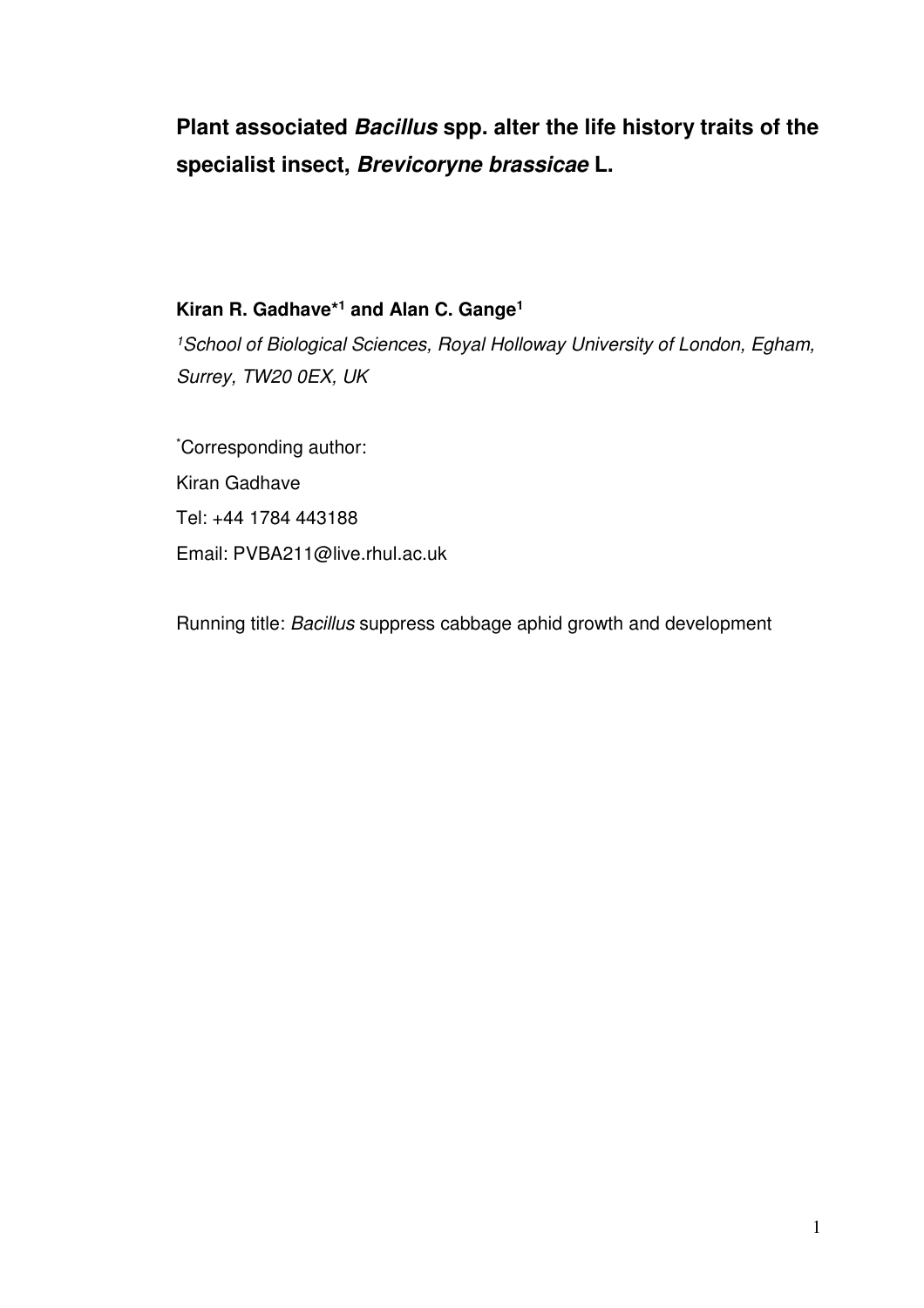# Plant associated *Bacillus* spp. alter the life history traits of the specialist insect, *Brevicoryne brassicae* L.

**Kiran R. Gadhave*[1] and Alan C. Gange[1]**

[1]*School of Biological Sciences, Royal Holloway University of London, Egham, Surrey, TW20 0EX, UK*

*Corresponding author:
Kiran Gadhave
Tel: +44 1784 443188
Email: PVBA211@live.rhul.ac.uk

Running title: *Bacillus* suppress cabbage aphid growth and development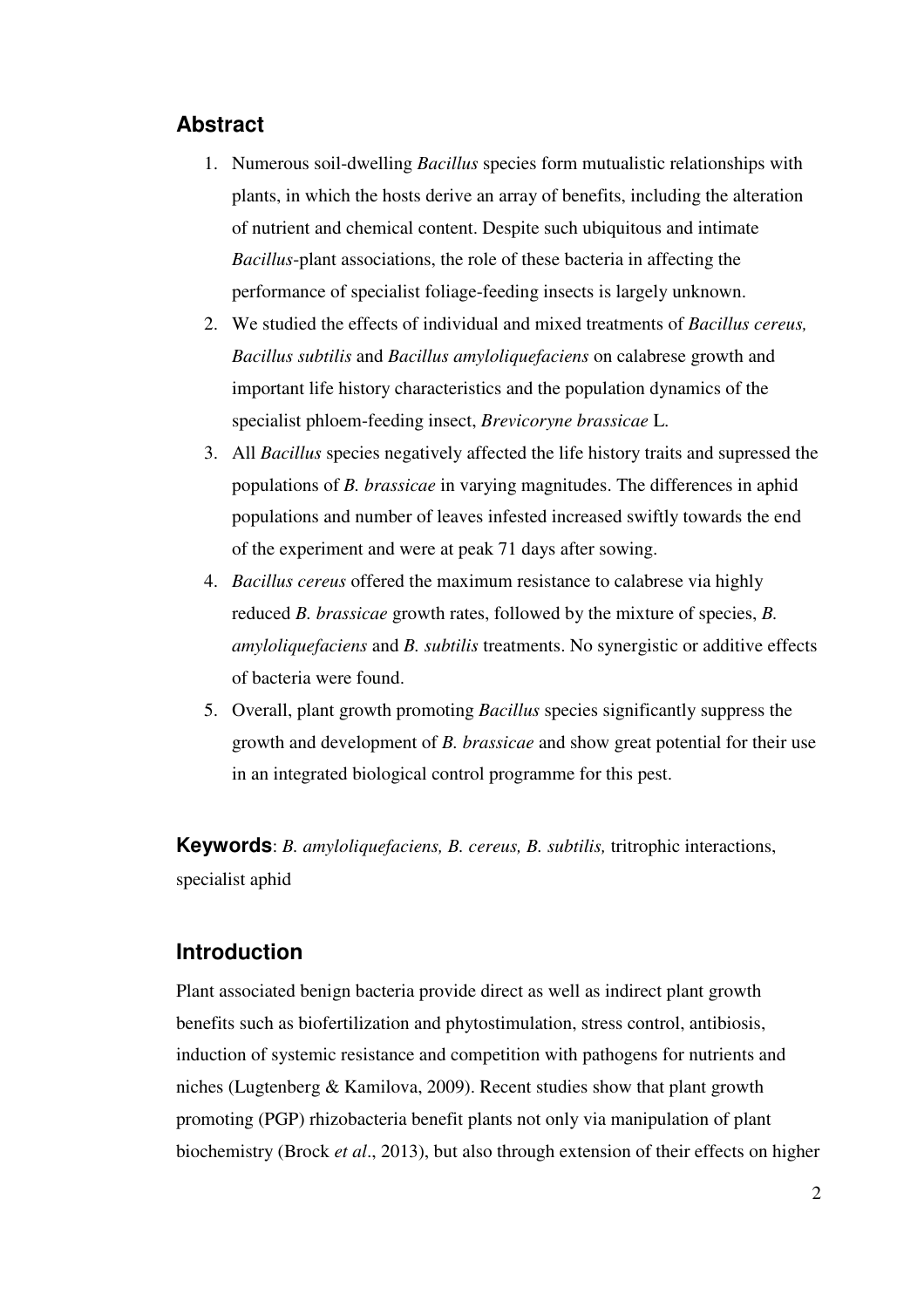## Abstract

1. Numerous soil-dwelling *Bacillus* species form mutualistic relationships with plants, in which the hosts derive an array of benefits, including the alteration of nutrient and chemical content. Despite such ubiquitous and intimate *Bacillus*-plant associations, the role of these bacteria in affecting the performance of specialist foliage-feeding insects is largely unknown.
2. We studied the effects of individual and mixed treatments of *Bacillus cereus, Bacillus subtilis* and *Bacillus amyloliquefaciens* on calabrese growth and important life history characteristics and the population dynamics of the specialist phloem-feeding insect, *Brevicoryne brassicae* L.
3. All *Bacillus* species negatively affected the life history traits and supressed the populations of *B. brassicae* in varying magnitudes. The differences in aphid populations and number of leaves infested increased swiftly towards the end of the experiment and were at peak 71 days after sowing.
4. *Bacillus cereus* offered the maximum resistance to calabrese via highly reduced *B. brassicae* growth rates, followed by the mixture of species, *B. amyloliquefaciens* and *B. subtilis* treatments. No synergistic or additive effects of bacteria were found.
5. Overall, plant growth promoting *Bacillus* species significantly suppress the growth and development of *B. brassicae* and show great potential for their use in an integrated biological control programme for this pest.

**Keywords**: *B. amyloliquefaciens, B. cereus, B. subtilis,* tritrophic interactions, specialist aphid

## Introduction

Plant associated benign bacteria provide direct as well as indirect plant growth benefits such as biofertilization and phytostimulation, stress control, antibiosis, induction of systemic resistance and competition with pathogens for nutrients and niches (Lugtenberg & Kamilova, 2009). Recent studies show that plant growth promoting (PGP) rhizobacteria benefit plants not only via manipulation of plant biochemistry (Brock *et al*., 2013), but also through extension of their effects on higher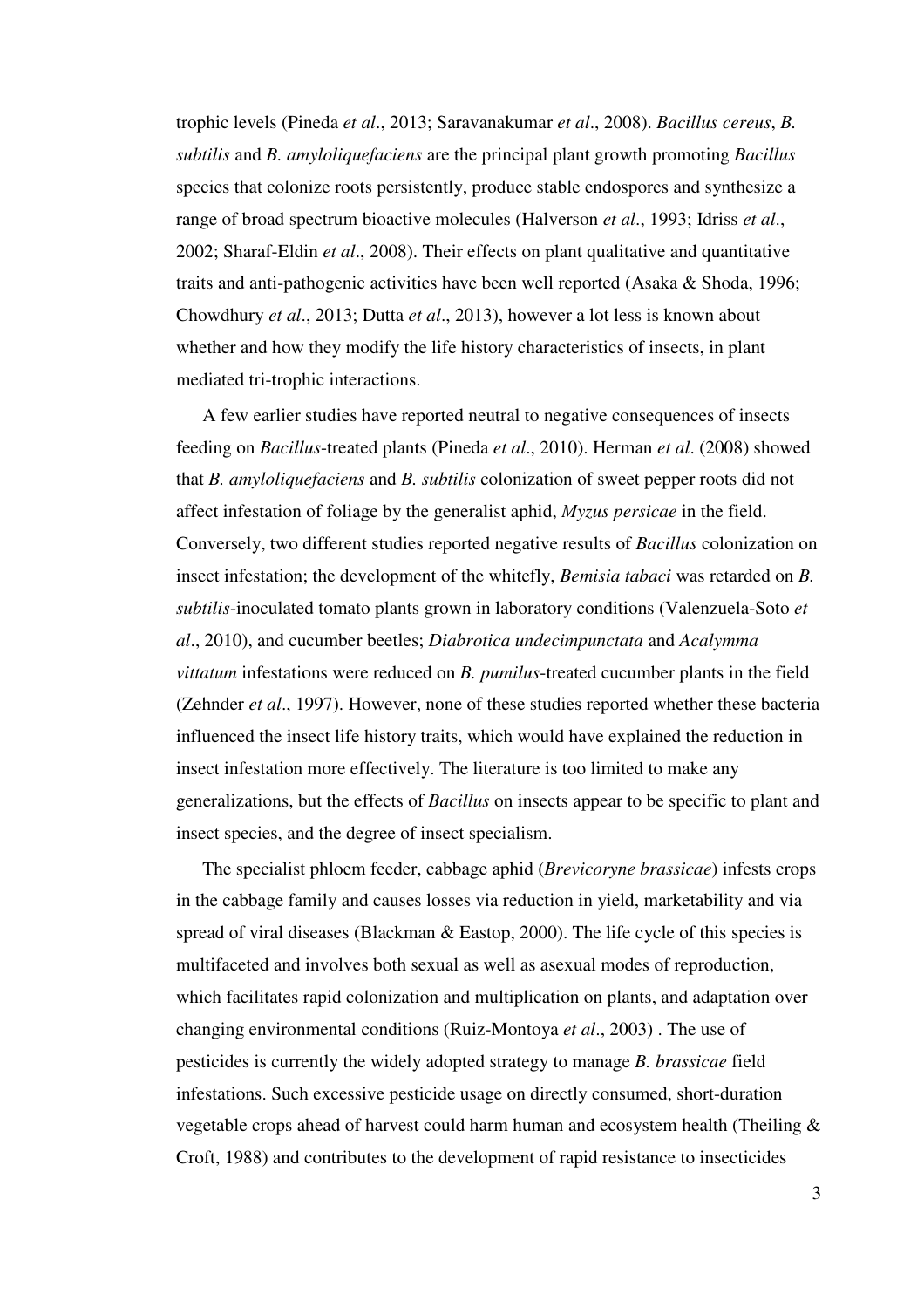trophic levels (Pineda *et al*., 2013; Saravanakumar *et al*., 2008). *Bacillus cereus*, *B. subtilis* and *B. amyloliquefaciens* are the principal plant growth promoting *Bacillus* species that colonize roots persistently, produce stable endospores and synthesize a range of broad spectrum bioactive molecules (Halverson *et al*., 1993; Idriss *et al*., 2002; Sharaf-Eldin *et al*., 2008). Their effects on plant qualitative and quantitative traits and anti-pathogenic activities have been well reported (Asaka & Shoda, 1996; Chowdhury *et al*., 2013; Dutta *et al*., 2013), however a lot less is known about whether and how they modify the life history characteristics of insects, in plant mediated tri-trophic interactions.

A few earlier studies have reported neutral to negative consequences of insects feeding on *Bacillus*-treated plants (Pineda *et al*., 2010). Herman *et al*. (2008) showed that *B. amyloliquefaciens* and *B. subtilis* colonization of sweet pepper roots did not affect infestation of foliage by the generalist aphid, *Myzus persicae* in the field. Conversely, two different studies reported negative results of *Bacillus* colonization on insect infestation; the development of the whitefly, *Bemisia tabaci* was retarded on *B. subtilis*-inoculated tomato plants grown in laboratory conditions (Valenzuela-Soto *et al*., 2010), and cucumber beetles; *Diabrotica undecimpunctata* and *Acalymma vittatum* infestations were reduced on *B. pumilus*-treated cucumber plants in the field (Zehnder *et al*., 1997). However, none of these studies reported whether these bacteria influenced the insect life history traits, which would have explained the reduction in insect infestation more effectively. The literature is too limited to make any generalizations, but the effects of *Bacillus* on insects appear to be specific to plant and insect species, and the degree of insect specialism.

The specialist phloem feeder, cabbage aphid (*Brevicoryne brassicae*) infests crops in the cabbage family and causes losses via reduction in yield, marketability and via spread of viral diseases (Blackman & Eastop, 2000). The life cycle of this species is multifaceted and involves both sexual as well as asexual modes of reproduction, which facilitates rapid colonization and multiplication on plants, and adaptation over changing environmental conditions (Ruiz-Montoya *et al*., 2003) . The use of pesticides is currently the widely adopted strategy to manage *B. brassicae* field infestations. Such excessive pesticide usage on directly consumed, short-duration vegetable crops ahead of harvest could harm human and ecosystem health (Theiling & Croft, 1988) and contributes to the development of rapid resistance to insecticides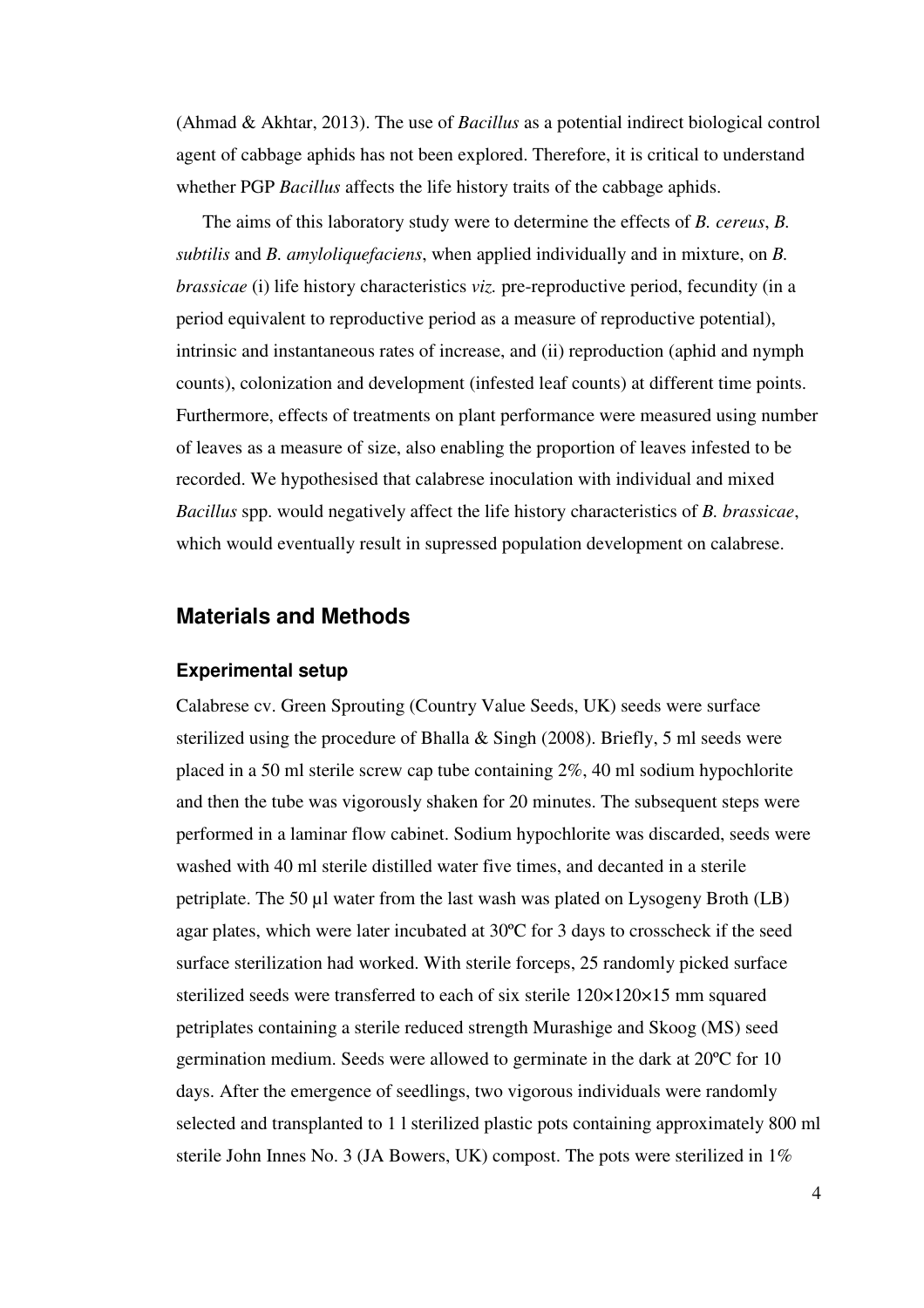(Ahmad & Akhtar, 2013). The use of *Bacillus* as a potential indirect biological control agent of cabbage aphids has not been explored. Therefore, it is critical to understand whether PGP *Bacillus* affects the life history traits of the cabbage aphids.

The aims of this laboratory study were to determine the effects of *B. cereus*, *B. subtilis* and *B. amyloliquefaciens*, when applied individually and in mixture, on *B. brassicae* (i) life history characteristics *viz.* pre-reproductive period, fecundity (in a period equivalent to reproductive period as a measure of reproductive potential), intrinsic and instantaneous rates of increase, and (ii) reproduction (aphid and nymph counts), colonization and development (infested leaf counts) at different time points. Furthermore, effects of treatments on plant performance were measured using number of leaves as a measure of size, also enabling the proportion of leaves infested to be recorded. We hypothesised that calabrese inoculation with individual and mixed *Bacillus* spp. would negatively affect the life history characteristics of *B. brassicae*, which would eventually result in supressed population development on calabrese.

## Materials and Methods

### Experimental setup

Calabrese cv. Green Sprouting (Country Value Seeds, UK) seeds were surface sterilized using the procedure of Bhalla & Singh (2008). Briefly, 5 ml seeds were placed in a 50 ml sterile screw cap tube containing 2%, 40 ml sodium hypochlorite and then the tube was vigorously shaken for 20 minutes. The subsequent steps were performed in a laminar flow cabinet. Sodium hypochlorite was discarded, seeds were washed with 40 ml sterile distilled water five times, and decanted in a sterile petriplate. The 50 µl water from the last wash was plated on Lysogeny Broth (LB) agar plates, which were later incubated at 30ºC for 3 days to crosscheck if the seed surface sterilization had worked. With sterile forceps, 25 randomly picked surface sterilized seeds were transferred to each of six sterile 120×120×15 mm squared petriplates containing a sterile reduced strength Murashige and Skoog (MS) seed germination medium. Seeds were allowed to germinate in the dark at 20ºC for 10 days. After the emergence of seedlings, two vigorous individuals were randomly selected and transplanted to 1 l sterilized plastic pots containing approximately 800 ml sterile John Innes No. 3 (JA Bowers, UK) compost. The pots were sterilized in 1%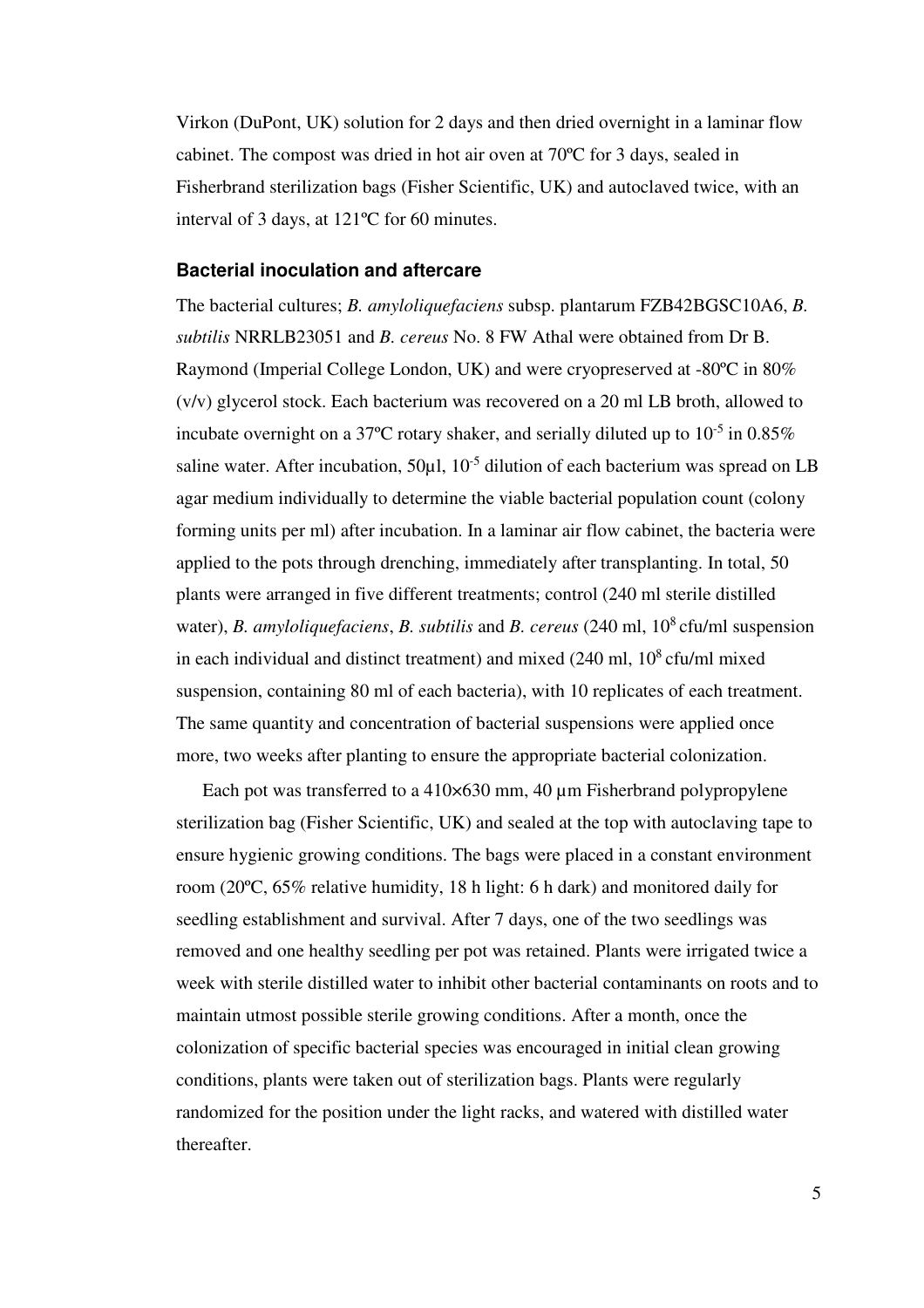Virkon (DuPont, UK) solution for 2 days and then dried overnight in a laminar flow cabinet. The compost was dried in hot air oven at 70ºC for 3 days, sealed in Fisherbrand sterilization bags (Fisher Scientific, UK) and autoclaved twice, with an interval of 3 days, at 121ºC for 60 minutes.

### Bacterial inoculation and aftercare

The bacterial cultures; *B. amyloliquefaciens* subsp. plantarum FZB42BGSC10A6, *B. subtilis* NRRLB23051 and *B. cereus* No. 8 FW Athal were obtained from Dr B. Raymond (Imperial College London, UK) and were cryopreserved at -80ºC in 80% (v/v) glycerol stock. Each bacterium was recovered on a 20 ml LB broth, allowed to incubate overnight on a 37ºC rotary shaker, and serially diluted up to $10^{-5}$ in 0.85% saline water. After incubation, 50µl, $10^{-5}$ dilution of each bacterium was spread on LB agar medium individually to determine the viable bacterial population count (colony forming units per ml) after incubation. In a laminar air flow cabinet, the bacteria were applied to the pots through drenching, immediately after transplanting. In total, 50 plants were arranged in five different treatments; control (240 ml sterile distilled water), *B. amyloliquefaciens*, *B. subtilis* and *B. cereus* (240 ml, $10^8$ cfu/ml suspension in each individual and distinct treatment) and mixed (240 ml, $10^8$ cfu/ml mixed suspension, containing 80 ml of each bacteria), with 10 replicates of each treatment. The same quantity and concentration of bacterial suspensions were applied once more, two weeks after planting to ensure the appropriate bacterial colonization.

Each pot was transferred to a 410×630 mm, 40 µm Fisherbrand polypropylene sterilization bag (Fisher Scientific, UK) and sealed at the top with autoclaving tape to ensure hygienic growing conditions. The bags were placed in a constant environment room (20ºC, 65% relative humidity, 18 h light: 6 h dark) and monitored daily for seedling establishment and survival. After 7 days, one of the two seedlings was removed and one healthy seedling per pot was retained. Plants were irrigated twice a week with sterile distilled water to inhibit other bacterial contaminants on roots and to maintain utmost possible sterile growing conditions. After a month, once the colonization of specific bacterial species was encouraged in initial clean growing conditions, plants were taken out of sterilization bags. Plants were regularly randomized for the position under the light racks, and watered with distilled water thereafter.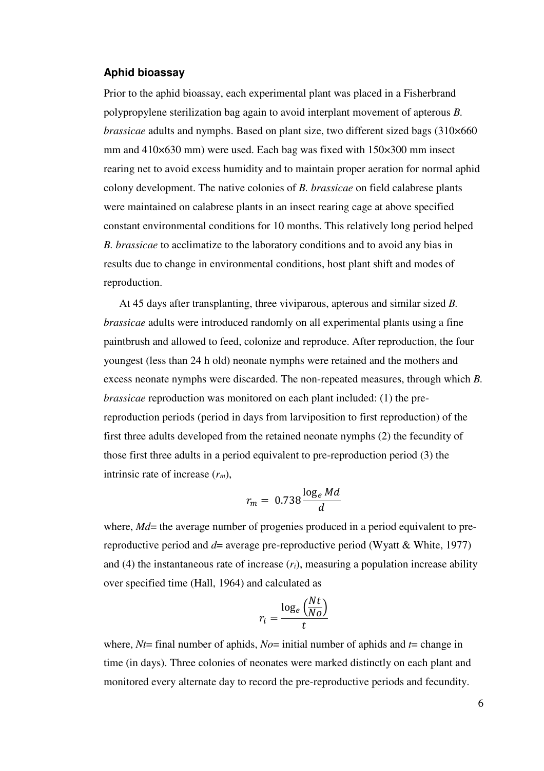### Aphid bioassay

Prior to the aphid bioassay, each experimental plant was placed in a Fisherbrand polypropylene sterilization bag again to avoid interplant movement of apterous *B. brassicae* adults and nymphs. Based on plant size, two different sized bags (310×660 mm and 410×630 mm) were used. Each bag was fixed with 150×300 mm insect rearing net to avoid excess humidity and to maintain proper aeration for normal aphid colony development. The native colonies of *B. brassicae* on field calabrese plants were maintained on calabrese plants in an insect rearing cage at above specified constant environmental conditions for 10 months. This relatively long period helped *B. brassicae* to acclimatize to the laboratory conditions and to avoid any bias in results due to change in environmental conditions, host plant shift and modes of reproduction.

At 45 days after transplanting, three viviparous, apterous and similar sized *B. brassicae* adults were introduced randomly on all experimental plants using a fine paintbrush and allowed to feed, colonize and reproduce. After reproduction, the four youngest (less than 24 h old) neonate nymphs were retained and the mothers and excess neonate nymphs were discarded. The non-repeated measures, through which *B. brassicae* reproduction was monitored on each plant included: (1) the pre-reproduction periods (period in days from larviposition to first reproduction) of the first three adults developed from the retained neonate nymphs (2) the fecundity of those first three adults in a period equivalent to pre-reproduction period (3) the intrinsic rate of increase ($r_m$),

$$r_m = 0.738 \frac{\log_e Md}{d}$$

where, *Md*= the average number of progenies produced in a period equivalent to pre-reproductive period and *d*= average pre-reproductive period (Wyatt & White, 1977) and (4) the instantaneous rate of increase ($r_i$), measuring a population increase ability over specified time (Hall, 1964) and calculated as

$$r_i = \frac{\log_e \left(\frac{Nt}{No}\right)}{t}$$

where, *Nt*= final number of aphids, *No*= initial number of aphids and *t*= change in time (in days). Three colonies of neonates were marked distinctly on each plant and monitored every alternate day to record the pre-reproductive periods and fecundity.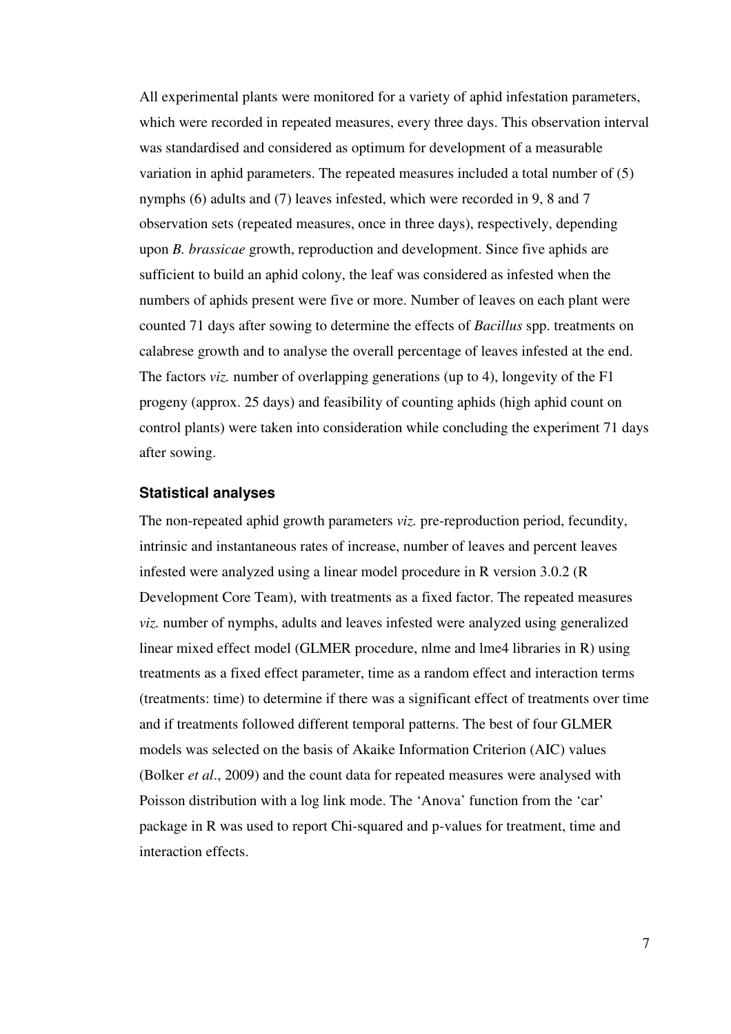All experimental plants were monitored for a variety of aphid infestation parameters, which were recorded in repeated measures, every three days. This observation interval was standardised and considered as optimum for development of a measurable variation in aphid parameters. The repeated measures included a total number of (5) nymphs (6) adults and (7) leaves infested, which were recorded in 9, 8 and 7 observation sets (repeated measures, once in three days), respectively, depending upon *B. brassicae* growth, reproduction and development. Since five aphids are sufficient to build an aphid colony, the leaf was considered as infested when the numbers of aphids present were five or more. Number of leaves on each plant were counted 71 days after sowing to determine the effects of *Bacillus* spp. treatments on calabrese growth and to analyse the overall percentage of leaves infested at the end. The factors *viz.* number of overlapping generations (up to 4), longevity of the F1 progeny (approx. 25 days) and feasibility of counting aphids (high aphid count on control plants) were taken into consideration while concluding the experiment 71 days after sowing.

## Statistical analyses

The non-repeated aphid growth parameters *viz.* pre-reproduction period, fecundity, intrinsic and instantaneous rates of increase, number of leaves and percent leaves infested were analyzed using a linear model procedure in R version 3.0.2 (R Development Core Team), with treatments as a fixed factor. The repeated measures *viz.* number of nymphs, adults and leaves infested were analyzed using generalized linear mixed effect model (GLMER procedure, nlme and lme4 libraries in R) using treatments as a fixed effect parameter, time as a random effect and interaction terms (treatments: time) to determine if there was a significant effect of treatments over time and if treatments followed different temporal patterns. The best of four GLMER models was selected on the basis of Akaike Information Criterion (AIC) values (Bolker *et al*., 2009) and the count data for repeated measures were analysed with Poisson distribution with a log link mode. The 'Anova' function from the 'car' package in R was used to report Chi-squared and p-values for treatment, time and interaction effects.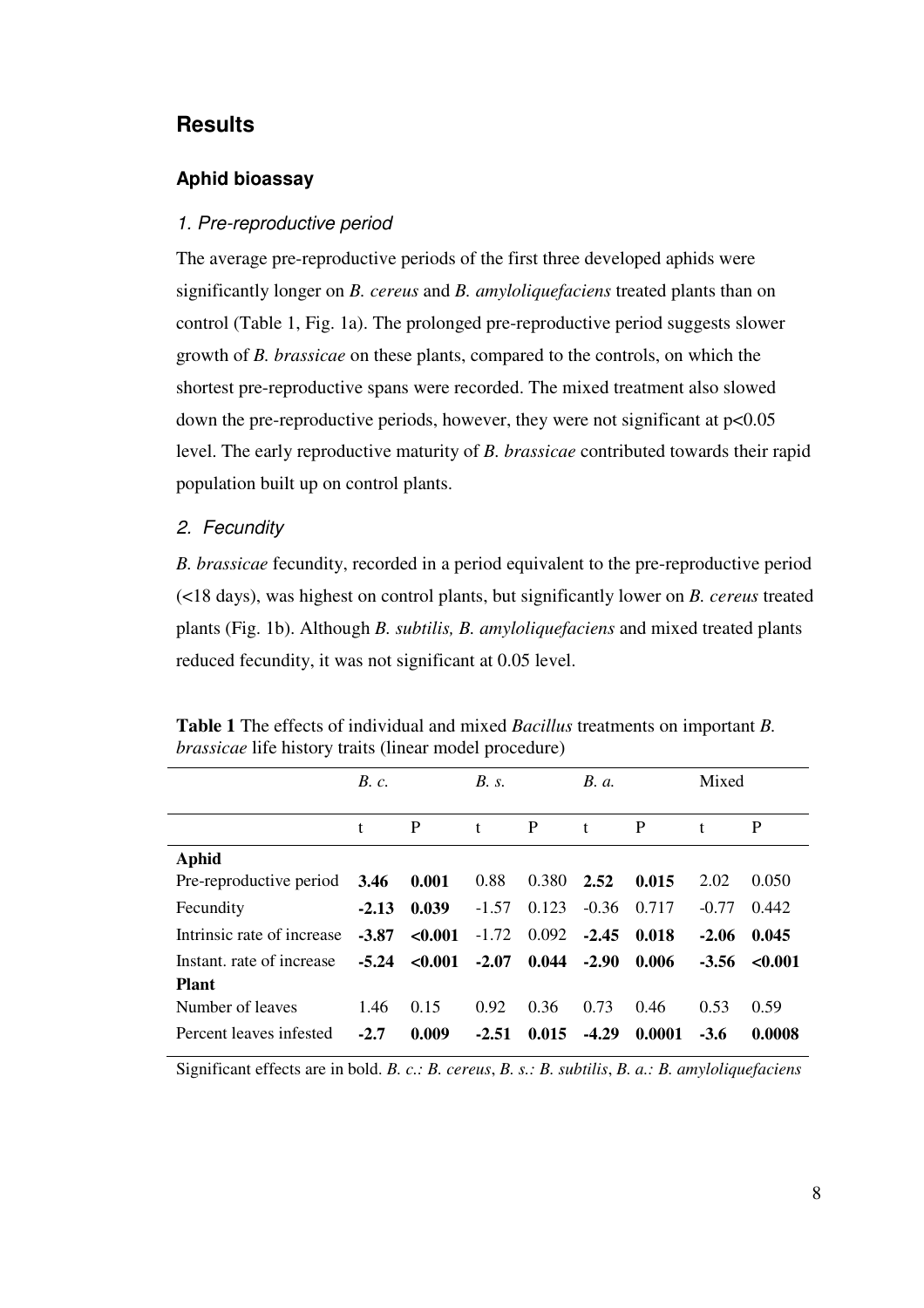## Results

### Aphid bioassay

#### *1. Pre-reproductive period*

The average pre-reproductive periods of the first three developed aphids were significantly longer on *B. cereus* and *B. amyloliquefaciens* treated plants than on control (Table 1, Fig. 1a). The prolonged pre-reproductive period suggests slower growth of *B. brassicae* on these plants, compared to the controls, on which the shortest pre-reproductive spans were recorded. The mixed treatment also slowed down the pre-reproductive periods, however, they were not significant at $p<0.05$ level. The early reproductive maturity of *B. brassicae* contributed towards their rapid population built up on control plants.

#### *2. Fecundity*

*B. brassicae* fecundity, recorded in a period equivalent to the pre-reproductive period (<18 days), was highest on control plants, but significantly lower on *B. cereus* treated plants (Fig. 1b). Although *B. subtilis, B. amyloliquefaciens* and mixed treated plants reduced fecundity, it was not significant at 0.05 level.

**Table 1** The effects of individual and mixed *Bacillus* treatments on important *B. brassicae* life history traits (linear model procedure)

| | *B. c.* | | *B. s.* | | *B. a.* | | Mixed | |
|---|---|---|---|---|---|---|---|---|
| | t | P | t | P | t | P | t | P |
| **Aphid** | | | | | | | | |
| Pre-reproductive period | **3.46** | **0.001** | 0.88 | 0.380 | **2.52** | **0.015** | 2.02 | 0.050 |
| Fecundity | **-2.13** | **0.039** | -1.57 | 0.123 | -0.36 | 0.717 | -0.77 | 0.442 |
| Intrinsic rate of increase | **-3.87** | **<0.001** | -1.72 | 0.092 | **-2.45** | **0.018** | **-2.06** | **0.045** |
| Instant. rate of increase | **-5.24** | **<0.001** | **-2.07** | **0.044** | **-2.90** | **0.006** | **-3.56** | **<0.001** |
| **Plant** | | | | | | | | |
| Number of leaves | 1.46 | 0.15 | 0.92 | 0.36 | 0.73 | 0.46 | 0.53 | 0.59 |
| Percent leaves infested | **-2.7** | **0.009** | **-2.51** | **0.015** | **-4.29** | **0.0001** | **-3.6** | **0.0008** |

Significant effects are in bold. *B. c.: B. cereus*, *B. s.: B. subtilis*, *B. a.: B. amyloliquefaciens*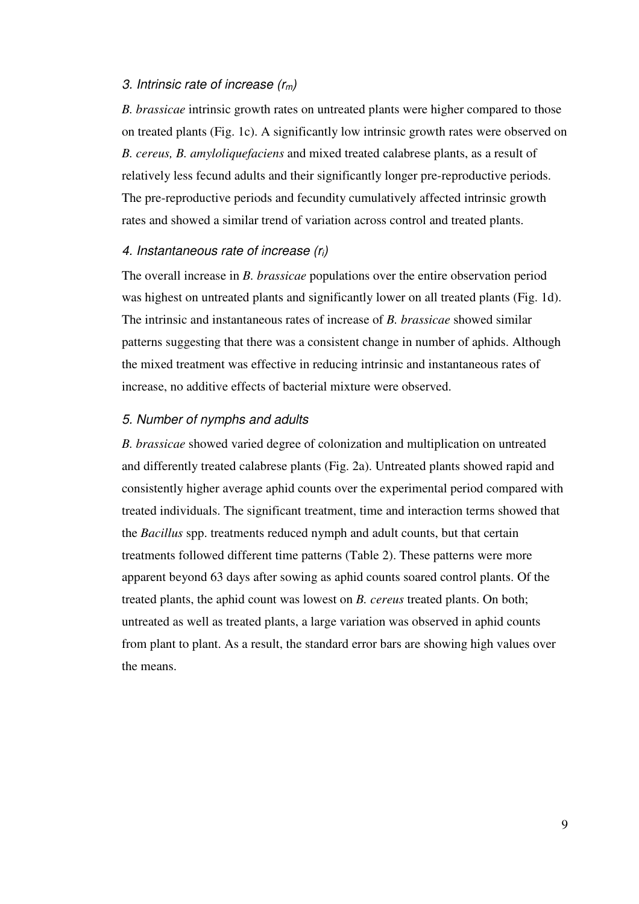### *3. Intrinsic rate of increase ($r_m$)*

*B. brassicae* intrinsic growth rates on untreated plants were higher compared to those on treated plants (Fig. 1c). A significantly low intrinsic growth rates were observed on *B. cereus, B. amyloliquefaciens* and mixed treated calabrese plants, as a result of relatively less fecund adults and their significantly longer pre-reproductive periods. The pre-reproductive periods and fecundity cumulatively affected intrinsic growth rates and showed a similar trend of variation across control and treated plants.

### *4. Instantaneous rate of increase ($r_i$)*

The overall increase in *B. brassicae* populations over the entire observation period was highest on untreated plants and significantly lower on all treated plants (Fig. 1d). The intrinsic and instantaneous rates of increase of *B. brassicae* showed similar patterns suggesting that there was a consistent change in number of aphids. Although the mixed treatment was effective in reducing intrinsic and instantaneous rates of increase, no additive effects of bacterial mixture were observed.

### *5. Number of nymphs and adults*

*B. brassicae* showed varied degree of colonization and multiplication on untreated and differently treated calabrese plants (Fig. 2a). Untreated plants showed rapid and consistently higher average aphid counts over the experimental period compared with treated individuals. The significant treatment, time and interaction terms showed that the *Bacillus* spp. treatments reduced nymph and adult counts, but that certain treatments followed different time patterns (Table 2). These patterns were more apparent beyond 63 days after sowing as aphid counts soared control plants. Of the treated plants, the aphid count was lowest on *B. cereus* treated plants. On both; untreated as well as treated plants, a large variation was observed in aphid counts from plant to plant. As a result, the standard error bars are showing high values over the means.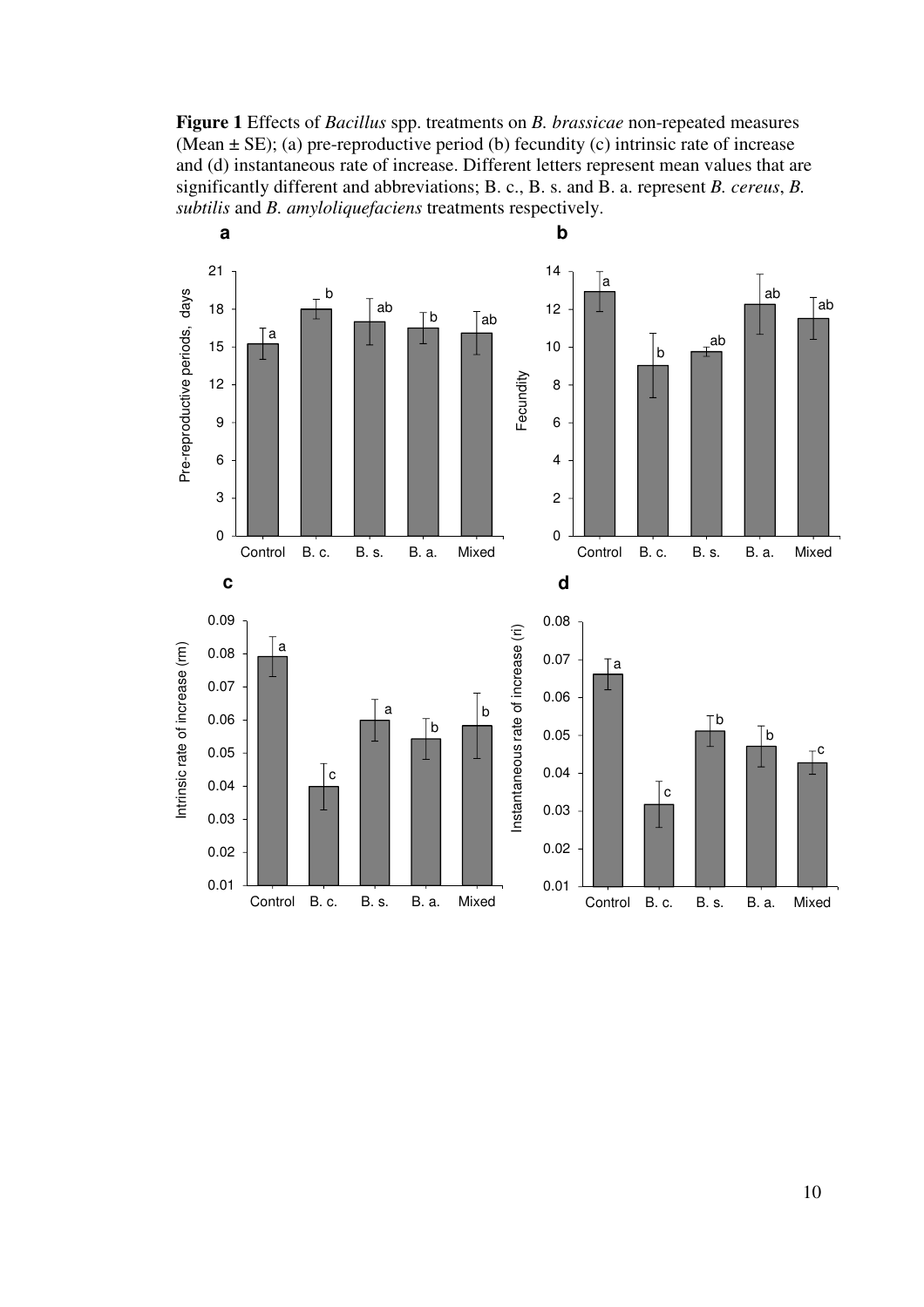**Figure 1** Effects of *Bacillus* spp. treatments on *B. brassicae* non-repeated measures (Mean ± SE); (a) pre-reproductive period (b) fecundity (c) intrinsic rate of increase and (d) instantaneous rate of increase. Different letters represent mean values that are significantly different and abbreviations; B. c., B. s. and B. a. represent *B. cereus*, *B. subtilis* and *B. amyloliquefaciens* treatments respectively.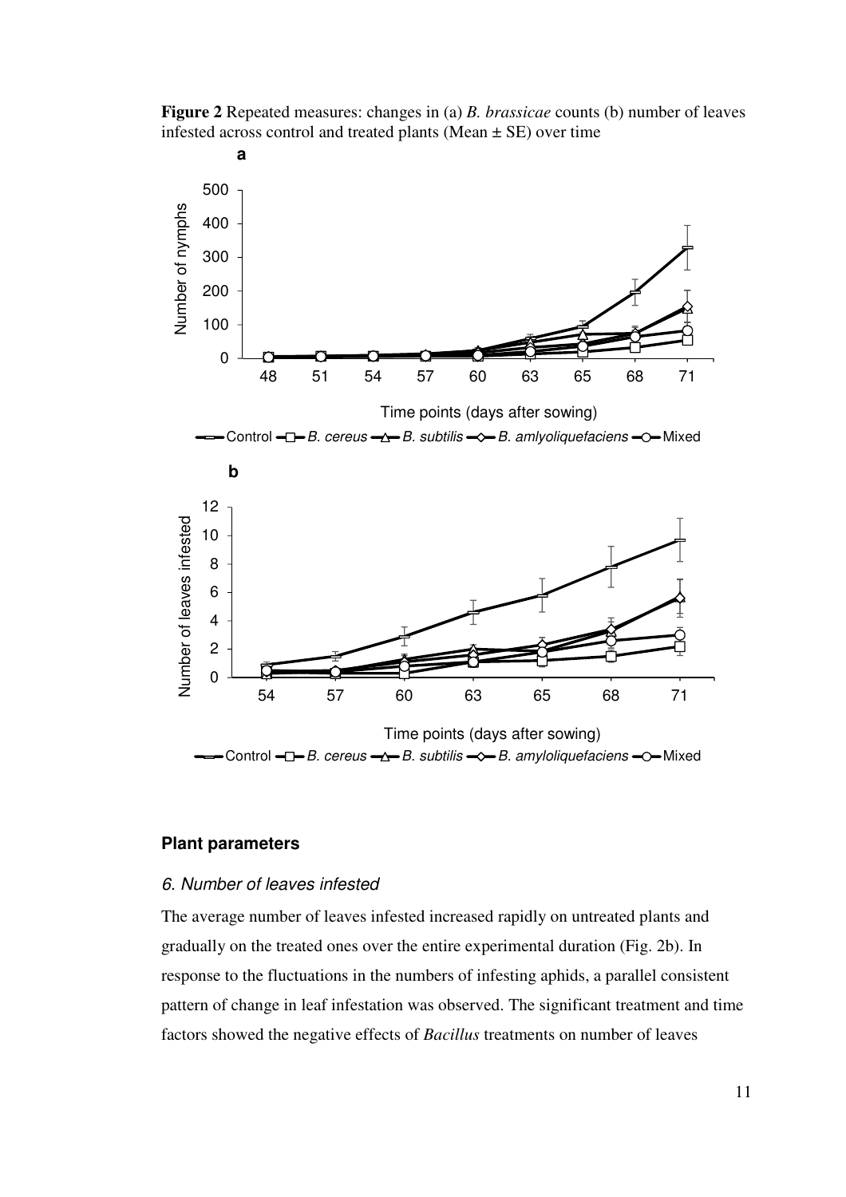**Figure 2** Repeated measures: changes in (a) *B. brassicae* counts (b) number of leaves infested across control and treated plants (Mean ± SE) over time

## Plant parameters

### *6. Number of leaves infested*

The average number of leaves infested increased rapidly on untreated plants and gradually on the treated ones over the entire experimental duration (Fig. 2b). In response to the fluctuations in the numbers of infesting aphids, a parallel consistent pattern of change in leaf infestation was observed. The significant treatment and time factors showed the negative effects of *Bacillus* treatments on number of leaves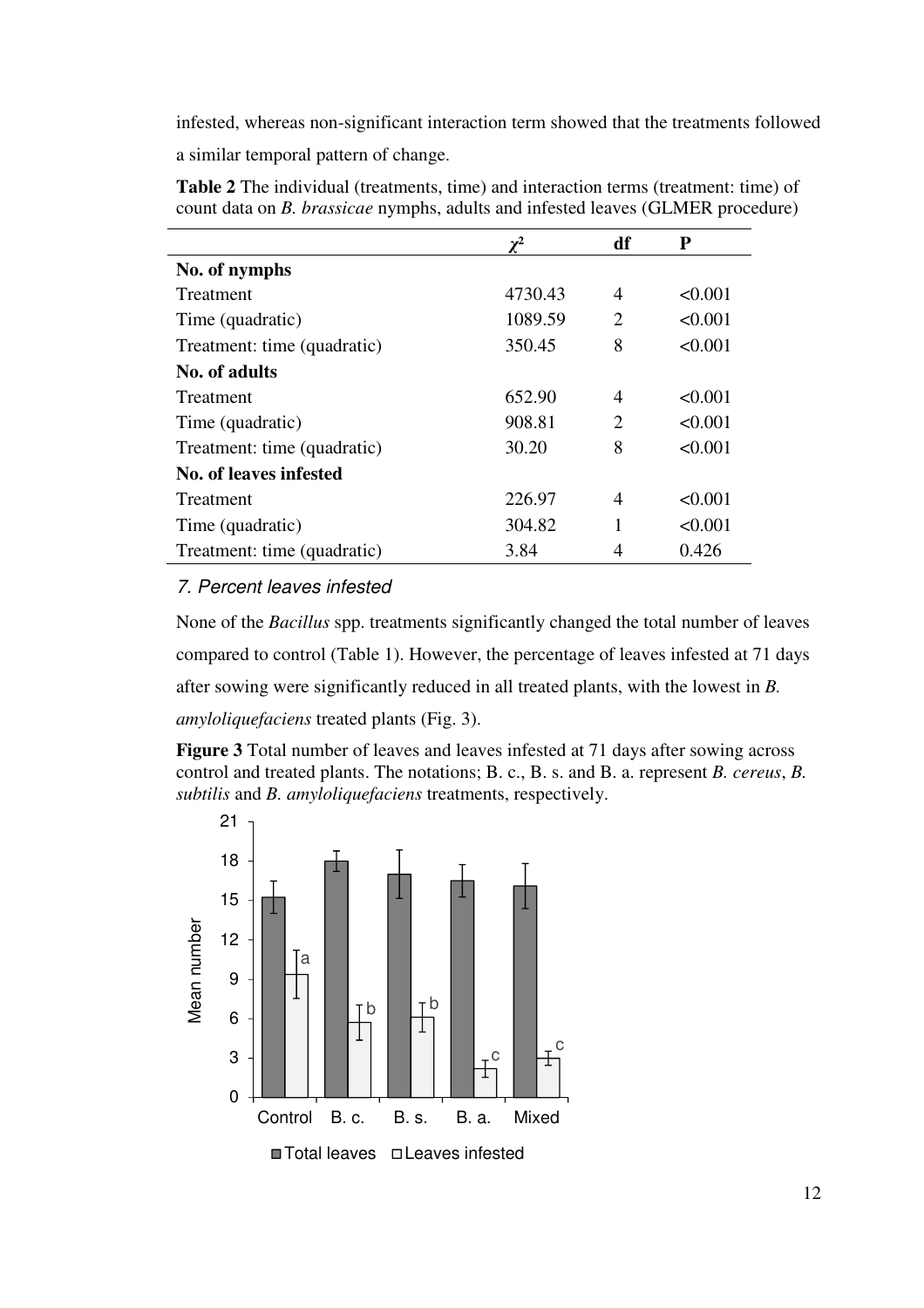infested, whereas non-significant interaction term showed that the treatments followed a similar temporal pattern of change.

**Table 2** The individual (treatments, time) and interaction terms (treatment: time) of count data on *B. brassicae* nymphs, adults and infested leaves (GLMER procedure)

| | $\chi^2$ | df | P |
|---|---|---|---|
| **No. of nymphs** | | | |
| Treatment | 4730.43 | 4 | <0.001 |
| Time (quadratic) | 1089.59 | 2 | <0.001 |
| Treatment: time (quadratic) | 350.45 | 8 | <0.001 |
| **No. of adults** | | | |
| Treatment | 652.90 | 4 | <0.001 |
| Time (quadratic) | 908.81 | 2 | <0.001 |
| Treatment: time (quadratic) | 30.20 | 8 | <0.001 |
| **No. of leaves infested** | | | |
| Treatment | 226.97 | 4 | <0.001 |
| Time (quadratic) | 304.82 | 1 | <0.001 |
| Treatment: time (quadratic) | 3.84 | 4 | 0.426 |

### *7. Percent leaves infested*

None of the *Bacillus* spp. treatments significantly changed the total number of leaves compared to control (Table 1). However, the percentage of leaves infested at 71 days after sowing were significantly reduced in all treated plants, with the lowest in *B. amyloliquefaciens* treated plants (Fig. 3).

**Figure 3** Total number of leaves and leaves infested at 71 days after sowing across control and treated plants. The notations; B. c., B. s. and B. a. represent *B. cereus*, *B. subtilis* and *B. amyloliquefaciens* treatments, respectively.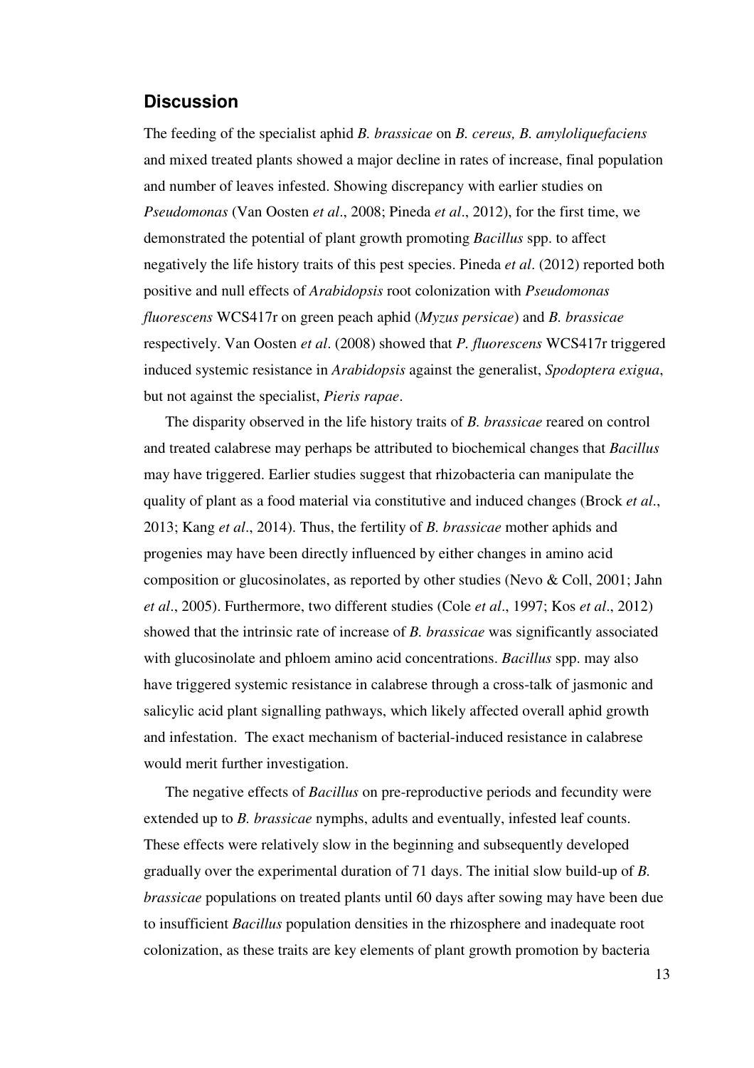## Discussion

The feeding of the specialist aphid *B. brassicae* on *B. cereus, B. amyloliquefaciens* and mixed treated plants showed a major decline in rates of increase, final population and number of leaves infested. Showing discrepancy with earlier studies on *Pseudomonas* (Van Oosten *et al*., 2008; Pineda *et al*., 2012), for the first time, we demonstrated the potential of plant growth promoting *Bacillus* spp. to affect negatively the life history traits of this pest species. Pineda *et al*. (2012) reported both positive and null effects of *Arabidopsis* root colonization with *Pseudomonas fluorescens* WCS417r on green peach aphid (*Myzus persicae*) and *B. brassicae* respectively. Van Oosten *et al*. (2008) showed that *P. fluorescens* WCS417r triggered induced systemic resistance in *Arabidopsis* against the generalist, *Spodoptera exigua*, but not against the specialist, *Pieris rapae*.

The disparity observed in the life history traits of *B. brassicae* reared on control and treated calabrese may perhaps be attributed to biochemical changes that *Bacillus* may have triggered. Earlier studies suggest that rhizobacteria can manipulate the quality of plant as a food material via constitutive and induced changes (Brock *et al*., 2013; Kang *et al*., 2014). Thus, the fertility of *B. brassicae* mother aphids and progenies may have been directly influenced by either changes in amino acid composition or glucosinolates, as reported by other studies (Nevo & Coll, 2001; Jahn *et al*., 2005). Furthermore, two different studies (Cole *et al*., 1997; Kos *et al*., 2012) showed that the intrinsic rate of increase of *B. brassicae* was significantly associated with glucosinolate and phloem amino acid concentrations. *Bacillus* spp. may also have triggered systemic resistance in calabrese through a cross-talk of jasmonic and salicylic acid plant signalling pathways, which likely affected overall aphid growth and infestation. The exact mechanism of bacterial-induced resistance in calabrese would merit further investigation.

The negative effects of *Bacillus* on pre-reproductive periods and fecundity were extended up to *B. brassicae* nymphs, adults and eventually, infested leaf counts. These effects were relatively slow in the beginning and subsequently developed gradually over the experimental duration of 71 days. The initial slow build-up of *B. brassicae* populations on treated plants until 60 days after sowing may have been due to insufficient *Bacillus* population densities in the rhizosphere and inadequate root colonization, as these traits are key elements of plant growth promotion by bacteria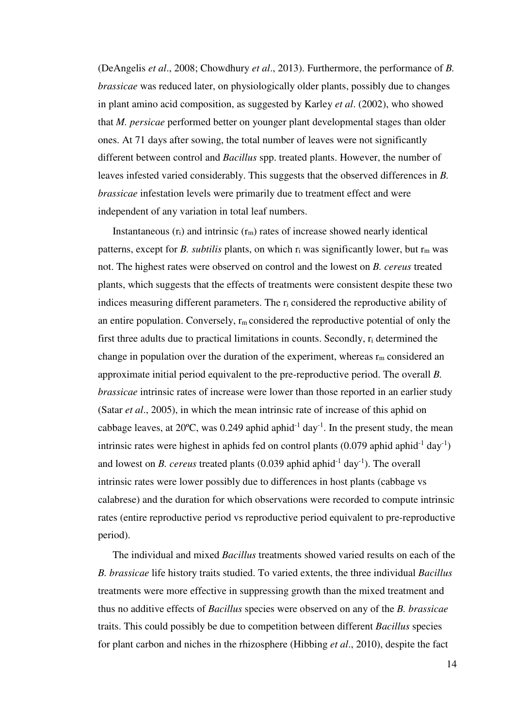(DeAngelis *et al*., 2008; Chowdhury *et al*., 2013). Furthermore, the performance of *B. brassicae* was reduced later, on physiologically older plants, possibly due to changes in plant amino acid composition, as suggested by Karley *et al*. (2002), who showed that *M. persicae* performed better on younger plant developmental stages than older ones. At 71 days after sowing, the total number of leaves were not significantly different between control and *Bacillus* spp. treated plants. However, the number of leaves infested varied considerably. This suggests that the observed differences in *B. brassicae* infestation levels were primarily due to treatment effect and were independent of any variation in total leaf numbers.

Instantaneous ($r_i$) and intrinsic ($r_m$) rates of increase showed nearly identical patterns, except for *B. subtilis* plants, on which $r_i$ was significantly lower, but $r_m$ was not. The highest rates were observed on control and the lowest on *B. cereus* treated plants, which suggests that the effects of treatments were consistent despite these two indices measuring different parameters. The $r_i$ considered the reproductive ability of an entire population. Conversely, $r_m$ considered the reproductive potential of only the first three adults due to practical limitations in counts. Secondly, $r_i$ determined the change in population over the duration of the experiment, whereas $r_m$ considered an approximate initial period equivalent to the pre-reproductive period. The overall *B. brassicae* intrinsic rates of increase were lower than those reported in an earlier study (Satar *et al*., 2005), in which the mean intrinsic rate of increase of this aphid on cabbage leaves, at 20ºC, was 0.249 aphid aphid$^{-1}$ day$^{-1}$. In the present study, the mean intrinsic rates were highest in aphids fed on control plants (0.079 aphid aphid$^{-1}$ day$^{-1}$) and lowest on *B. cereus* treated plants (0.039 aphid aphid$^{-1}$ day$^{-1}$). The overall intrinsic rates were lower possibly due to differences in host plants (cabbage vs calabrese) and the duration for which observations were recorded to compute intrinsic rates (entire reproductive period vs reproductive period equivalent to pre-reproductive period).

The individual and mixed *Bacillus* treatments showed varied results on each of the *B. brassicae* life history traits studied. To varied extents, the three individual *Bacillus* treatments were more effective in suppressing growth than the mixed treatment and thus no additive effects of *Bacillus* species were observed on any of the *B. brassicae* traits. This could possibly be due to competition between different *Bacillus* species for plant carbon and niches in the rhizosphere (Hibbing *et al*., 2010), despite the fact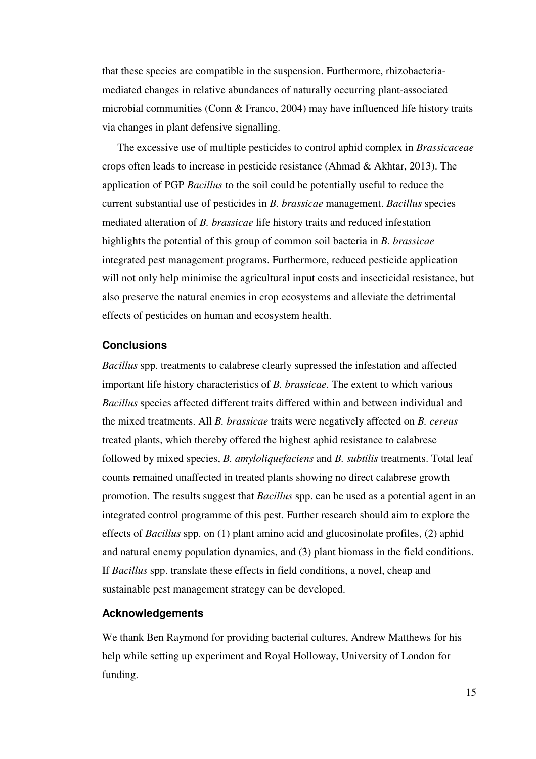that these species are compatible in the suspension. Furthermore, rhizobacteria-mediated changes in relative abundances of naturally occurring plant-associated microbial communities (Conn & Franco, 2004) may have influenced life history traits via changes in plant defensive signalling.

The excessive use of multiple pesticides to control aphid complex in *Brassicaceae* crops often leads to increase in pesticide resistance (Ahmad & Akhtar, 2013). The application of PGP *Bacillus* to the soil could be potentially useful to reduce the current substantial use of pesticides in *B. brassicae* management. *Bacillus* species mediated alteration of *B. brassicae* life history traits and reduced infestation highlights the potential of this group of common soil bacteria in *B. brassicae* integrated pest management programs. Furthermore, reduced pesticide application will not only help minimise the agricultural input costs and insecticidal resistance, but also preserve the natural enemies in crop ecosystems and alleviate the detrimental effects of pesticides on human and ecosystem health.

## Conclusions

*Bacillus* spp. treatments to calabrese clearly supressed the infestation and affected important life history characteristics of *B. brassicae*. The extent to which various *Bacillus* species affected different traits differed within and between individual and the mixed treatments. All *B. brassicae* traits were negatively affected on *B. cereus* treated plants, which thereby offered the highest aphid resistance to calabrese followed by mixed species, *B. amyloliquefaciens* and *B. subtilis* treatments. Total leaf counts remained unaffected in treated plants showing no direct calabrese growth promotion. The results suggest that *Bacillus* spp. can be used as a potential agent in an integrated control programme of this pest. Further research should aim to explore the effects of *Bacillus* spp. on (1) plant amino acid and glucosinolate profiles, (2) aphid and natural enemy population dynamics, and (3) plant biomass in the field conditions. If *Bacillus* spp. translate these effects in field conditions, a novel, cheap and sustainable pest management strategy can be developed.

## Acknowledgements

We thank Ben Raymond for providing bacterial cultures, Andrew Matthews for his help while setting up experiment and Royal Holloway, University of London for funding.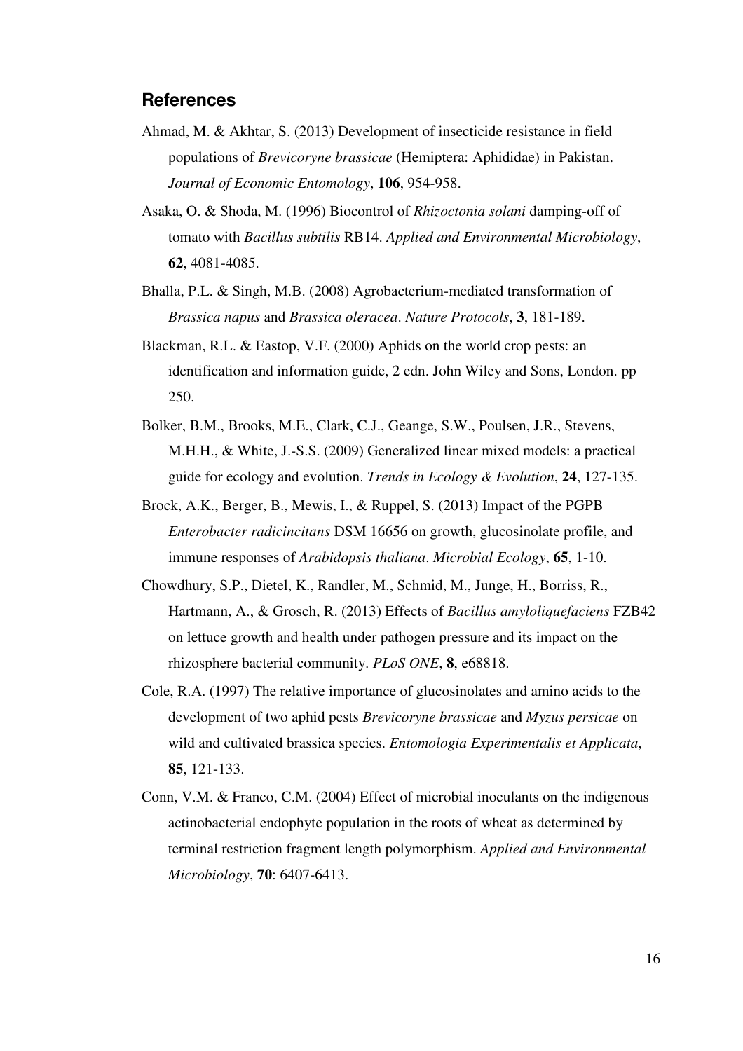## References

Ahmad, M. & Akhtar, S. (2013) Development of insecticide resistance in field populations of *Brevicoryne brassicae* (Hemiptera: Aphididae) in Pakistan. *Journal of Economic Entomology*, **106**, 954-958.

Asaka, O. & Shoda, M. (1996) Biocontrol of *Rhizoctonia solani* damping-off of tomato with *Bacillus subtilis* RB14. *Applied and Environmental Microbiology*, **62**, 4081-4085.

Bhalla, P.L. & Singh, M.B. (2008) Agrobacterium-mediated transformation of *Brassica napus* and *Brassica oleracea*. *Nature Protocols*, **3**, 181-189.

Blackman, R.L. & Eastop, V.F. (2000) Aphids on the world crop pests: an identification and information guide, 2 edn. John Wiley and Sons, London. pp 250.

Bolker, B.M., Brooks, M.E., Clark, C.J., Geange, S.W., Poulsen, J.R., Stevens, M.H.H., & White, J.-S.S. (2009) Generalized linear mixed models: a practical guide for ecology and evolution. *Trends in Ecology & Evolution*, **24**, 127-135.

Brock, A.K., Berger, B., Mewis, I., & Ruppel, S. (2013) Impact of the PGPB *Enterobacter radicincitans* DSM 16656 on growth, glucosinolate profile, and immune responses of *Arabidopsis thaliana*. *Microbial Ecology*, **65**, 1-10.

Chowdhury, S.P., Dietel, K., Randler, M., Schmid, M., Junge, H., Borriss, R., Hartmann, A., & Grosch, R. (2013) Effects of *Bacillus amyloliquefaciens* FZB42 on lettuce growth and health under pathogen pressure and its impact on the rhizosphere bacterial community. *PLoS ONE*, **8**, e68818.

Cole, R.A. (1997) The relative importance of glucosinolates and amino acids to the development of two aphid pests *Brevicoryne brassicae* and *Myzus persicae* on wild and cultivated brassica species. *Entomologia Experimentalis et Applicata*, **85**, 121-133.

Conn, V.M. & Franco, C.M. (2004) Effect of microbial inoculants on the indigenous actinobacterial endophyte population in the roots of wheat as determined by terminal restriction fragment length polymorphism. *Applied and Environmental Microbiology*, **70**: 6407-6413.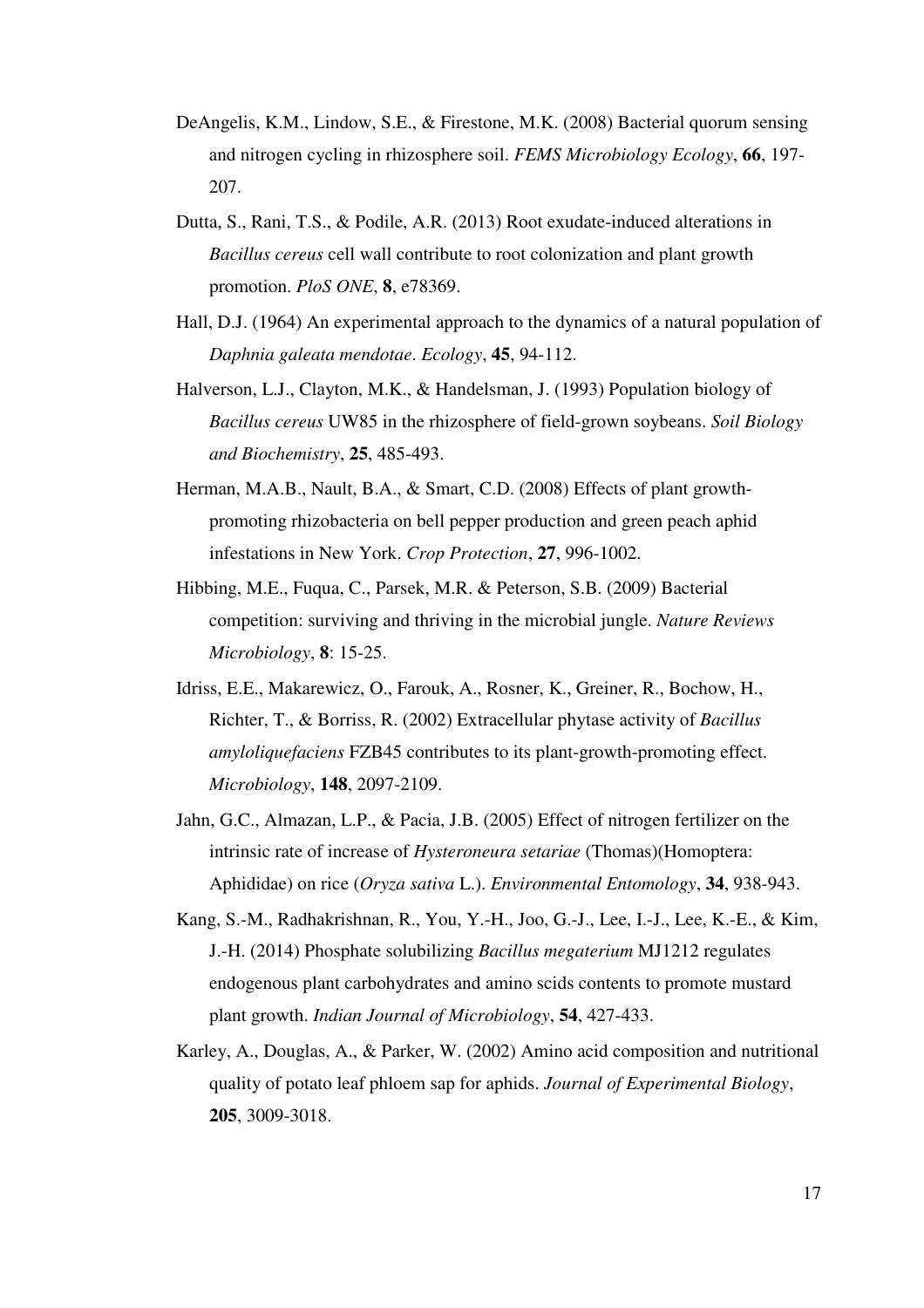DeAngelis, K.M., Lindow, S.E., & Firestone, M.K. (2008) Bacterial quorum sensing and nitrogen cycling in rhizosphere soil. *FEMS Microbiology Ecology*, **66**, 197-207.

Dutta, S., Rani, T.S., & Podile, A.R. (2013) Root exudate-induced alterations in *Bacillus cereus* cell wall contribute to root colonization and plant growth promotion. *PloS ONE*, **8**, e78369.

Hall, D.J. (1964) An experimental approach to the dynamics of a natural population of *Daphnia galeata mendotae*. *Ecology*, **45**, 94-112.

Halverson, L.J., Clayton, M.K., & Handelsman, J. (1993) Population biology of *Bacillus cereus* UW85 in the rhizosphere of field-grown soybeans. *Soil Biology and Biochemistry*, **25**, 485-493.

Herman, M.A.B., Nault, B.A., & Smart, C.D. (2008) Effects of plant growth-promoting rhizobacteria on bell pepper production and green peach aphid infestations in New York. *Crop Protection*, **27**, 996-1002.

Hibbing, M.E., Fuqua, C., Parsek, M.R. & Peterson, S.B. (2009) Bacterial competition: surviving and thriving in the microbial jungle. *Nature Reviews Microbiology*, **8**: 15-25.

Idriss, E.E., Makarewicz, O., Farouk, A., Rosner, K., Greiner, R., Bochow, H., Richter, T., & Borriss, R. (2002) Extracellular phytase activity of *Bacillus amyloliquefaciens* FZB45 contributes to its plant-growth-promoting effect. *Microbiology*, **148**, 2097-2109.

Jahn, G.C., Almazan, L.P., & Pacia, J.B. (2005) Effect of nitrogen fertilizer on the intrinsic rate of increase of *Hysteroneura setariae* (Thomas)(Homoptera: Aphididae) on rice (*Oryza sativa* L.). *Environmental Entomology*, **34**, 938-943.

Kang, S.-M., Radhakrishnan, R., You, Y.-H., Joo, G.-J., Lee, I.-J., Lee, K.-E., & Kim, J.-H. (2014) Phosphate solubilizing *Bacillus megaterium* MJ1212 regulates endogenous plant carbohydrates and amino scids contents to promote mustard plant growth. *Indian Journal of Microbiology*, **54**, 427-433.

Karley, A., Douglas, A., & Parker, W. (2002) Amino acid composition and nutritional quality of potato leaf phloem sap for aphids. *Journal of Experimental Biology*, **205**, 3009-3018.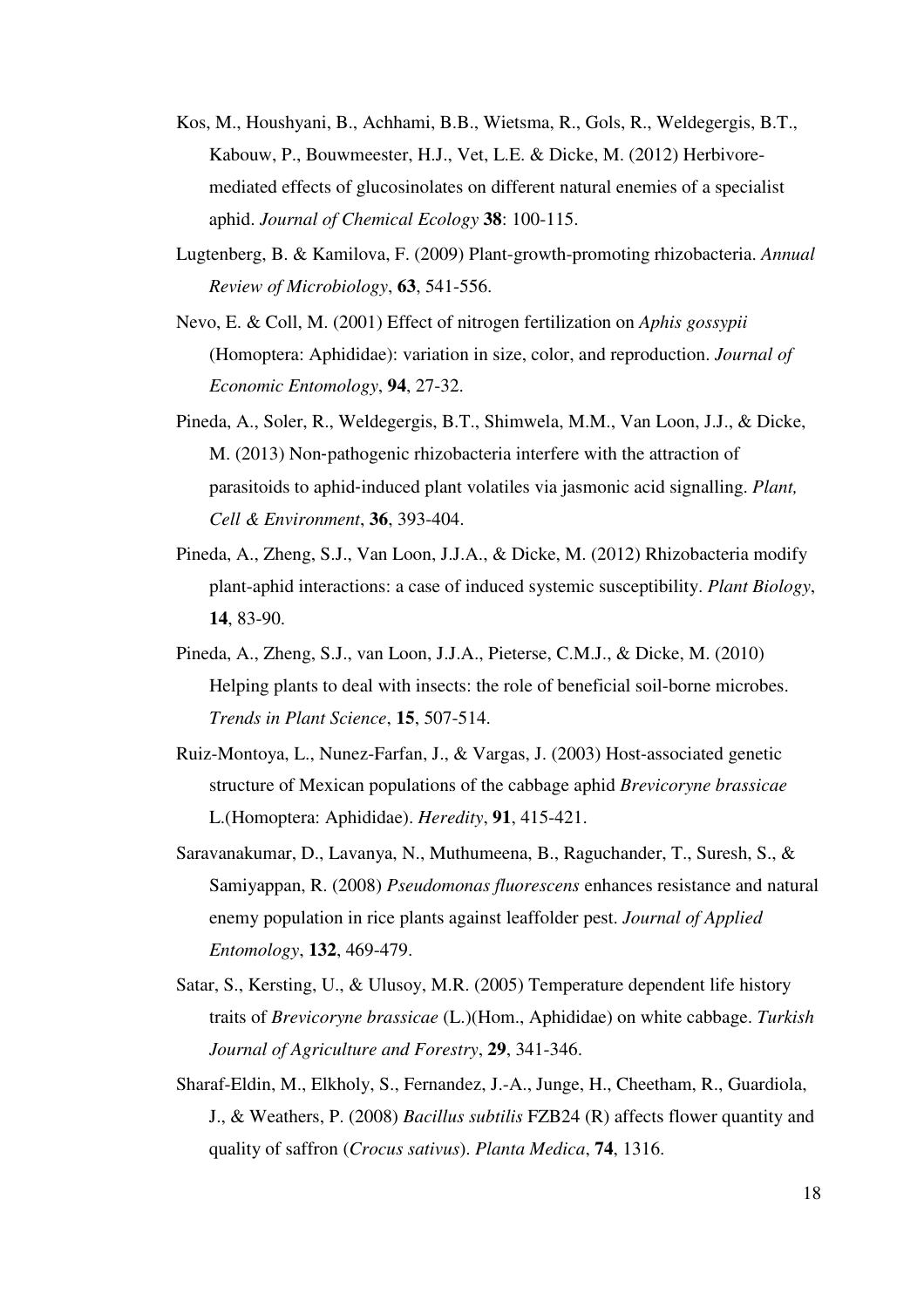Kos, M., Houshyani, B., Achhami, B.B., Wietsma, R., Gols, R., Weldegergis, B.T., Kabouw, P., Bouwmeester, H.J., Vet, L.E. & Dicke, M. (2012) Herbivore-mediated effects of glucosinolates on different natural enemies of a specialist aphid. *Journal of Chemical Ecology* **38**: 100-115.

Lugtenberg, B. & Kamilova, F. (2009) Plant-growth-promoting rhizobacteria. *Annual Review of Microbiology*, **63**, 541-556.

Nevo, E. & Coll, M. (2001) Effect of nitrogen fertilization on *Aphis gossypii* (Homoptera: Aphididae): variation in size, color, and reproduction. *Journal of Economic Entomology*, **94**, 27-32.

Pineda, A., Soler, R., Weldegergis, B.T., Shimwela, M.M., Van Loon, J.J., & Dicke, M. (2013) Non-pathogenic rhizobacteria interfere with the attraction of parasitoids to aphid-induced plant volatiles via jasmonic acid signalling. *Plant, Cell & Environment*, **36**, 393-404.

Pineda, A., Zheng, S.J., Van Loon, J.J.A., & Dicke, M. (2012) Rhizobacteria modify plant-aphid interactions: a case of induced systemic susceptibility. *Plant Biology*, **14**, 83-90.

Pineda, A., Zheng, S.J., van Loon, J.J.A., Pieterse, C.M.J., & Dicke, M. (2010) Helping plants to deal with insects: the role of beneficial soil-borne microbes. *Trends in Plant Science*, **15**, 507-514.

Ruiz-Montoya, L., Nunez-Farfan, J., & Vargas, J. (2003) Host-associated genetic structure of Mexican populations of the cabbage aphid *Brevicoryne brassicae* L.(Homoptera: Aphididae). *Heredity*, **91**, 415-421.

Saravanakumar, D., Lavanya, N., Muthumeena, B., Raguchander, T., Suresh, S., & Samiyappan, R. (2008) *Pseudomonas fluorescens* enhances resistance and natural enemy population in rice plants against leaffolder pest. *Journal of Applied Entomology*, **132**, 469-479.

Satar, S., Kersting, U., & Ulusoy, M.R. (2005) Temperature dependent life history traits of *Brevicoryne brassicae* (L.)(Hom., Aphididae) on white cabbage. *Turkish Journal of Agriculture and Forestry*, **29**, 341-346.

Sharaf-Eldin, M., Elkholy, S., Fernandez, J.-A., Junge, H., Cheetham, R., Guardiola, J., & Weathers, P. (2008) *Bacillus subtilis* FZB24 (R) affects flower quantity and quality of saffron (*Crocus sativus*). *Planta Medica*, **74**, 1316.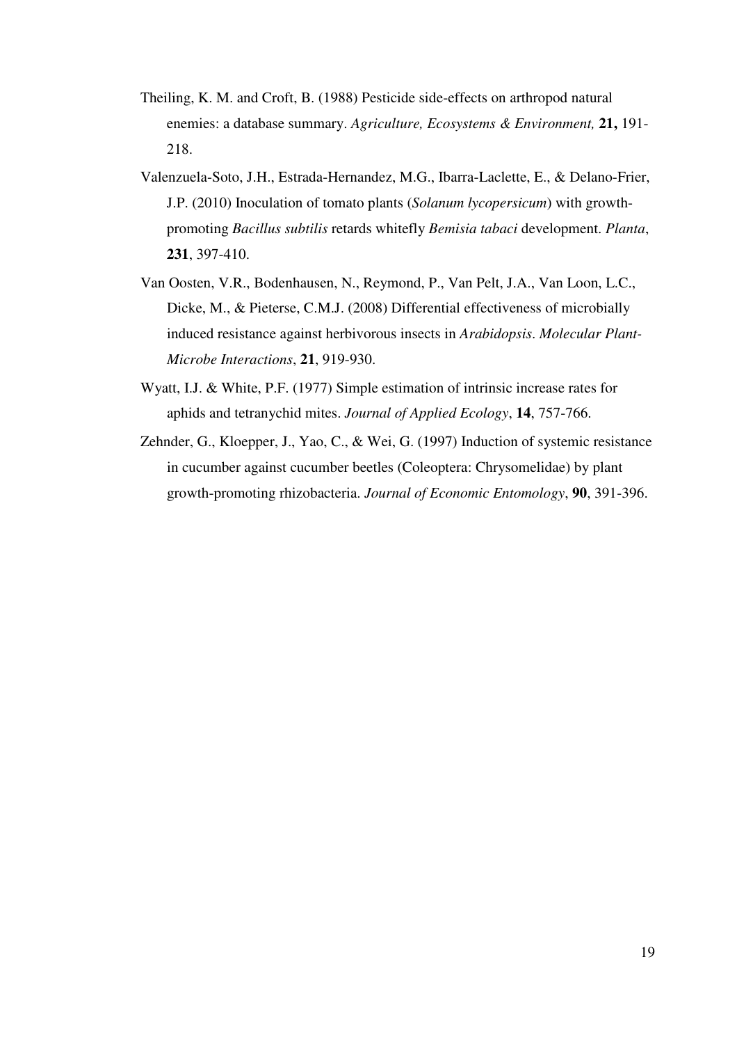Theiling, K. M. and Croft, B. (1988) Pesticide side-effects on arthropod natural enemies: a database summary. *Agriculture, Ecosystems & Environment,* **21,** 191-218.

Valenzuela-Soto, J.H., Estrada-Hernandez, M.G., Ibarra-Laclette, E., & Delano-Frier, J.P. (2010) Inoculation of tomato plants (*Solanum lycopersicum*) with growth-promoting *Bacillus subtilis* retards whitefly *Bemisia tabaci* development. *Planta*, **231**, 397-410.

Van Oosten, V.R., Bodenhausen, N., Reymond, P., Van Pelt, J.A., Van Loon, L.C., Dicke, M., & Pieterse, C.M.J. (2008) Differential effectiveness of microbially induced resistance against herbivorous insects in *Arabidopsis*. *Molecular Plant-Microbe Interactions*, **21**, 919-930.

Wyatt, I.J. & White, P.F. (1977) Simple estimation of intrinsic increase rates for aphids and tetranychid mites. *Journal of Applied Ecology*, **14**, 757-766.

Zehnder, G., Kloepper, J., Yao, C., & Wei, G. (1997) Induction of systemic resistance in cucumber against cucumber beetles (Coleoptera: Chrysomelidae) by plant growth-promoting rhizobacteria. *Journal of Economic Entomology*, **90**, 391-396.